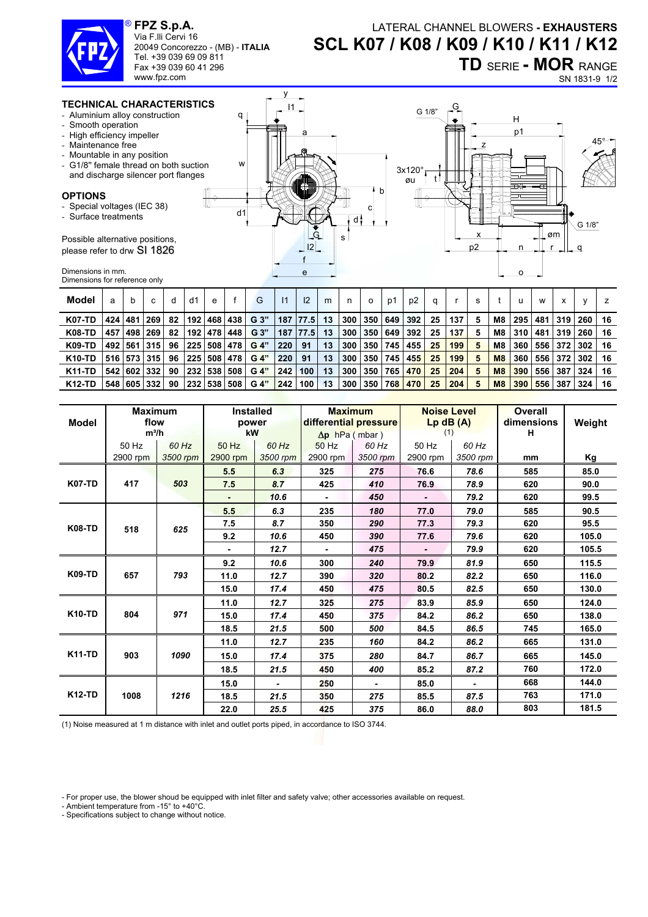**FPZ S.p.A.**
Via F.lli Cervi 16
20049 Concorezzo - (MB) - **ITALIA**
Tel. +39 039 69 09 811
Fax +39 039 60 41 296
www.fpz.com

# LATERAL CHANNEL BLOWERS - EXHAUSTERS
# SCL K07 / K08 / K09 / K10 / K11 / K12
## TD SERIE - MOR RANGE

SN 1831-9 1/2

### TECHNICAL CHARACTERISTICS

- Aluminium alloy construction
- Smooth operation
- High efficiency impeller
- Maintenance free
- Mountable in any position
- G1/8" female thread on both suction and discharge silencer port flanges

### OPTIONS

- Special voltages (IEC 38)
- Surface treatments

Possible alternative positions, please refer to drw SI 1826

Dimensions in mm.
Dimensions for reference only

| Model | a | b | c | d | d1 | e | f | G | l1 | l2 | m | n | o | p1 | p2 | q | r | s | t | u | w | x | y | z |
|---|---|---|---|---|---|---|---|---|---|---|---|---|---|---|---|---|---|---|---|---|---|---|---|---|
| K07-TD | 424 | 481 | 269 | 82 | 192 | 468 | 438 | G 3" | 187 | 77.5 | 13 | 300 | 350 | 649 | 392 | 25 | 137 | 5 | M8 | 295 | 481 | 319 | 260 | 16 |
| K08-TD | 457 | 498 | 269 | 82 | 192 | 478 | 448 | G 3" | 187 | 77.5 | 13 | 300 | 350 | 649 | 392 | 25 | 137 | 5 | M8 | 310 | 481 | 319 | 260 | 16 |
| K09-TD | 492 | 561 | 315 | 96 | 225 | 508 | 478 | G 4" | 220 | 91 | 13 | 300 | 350 | 745 | 455 | 25 | 199 | 5 | M8 | 360 | 556 | 372 | 302 | 16 |
| K10-TD | 516 | 573 | 315 | 96 | 225 | 508 | 478 | G 4" | 220 | 91 | 13 | 300 | 350 | 745 | 455 | 25 | 199 | 5 | M8 | 360 | 556 | 372 | 302 | 16 |
| K11-TD | 542 | 602 | 332 | 90 | 232 | 538 | 508 | G 4" | 242 | 100 | 13 | 300 | 350 | 765 | 470 | 25 | 204 | 5 | M8 | 390 | 556 | 387 | 324 | 16 |
| K12-TD | 548 | 605 | 332 | 90 | 232 | 538 | 508 | G 4" | 242 | 100 | 13 | 300 | 350 | 768 | 470 | 25 | 204 | 5 | M8 | 390 | 556 | 387 | 324 | 16 |

| Model | Maximum flow m³/h | | Installed power kW | | Maximum differential pressure Δp hPa ( mbar ) | | Noise Level Lp dB (A) (1) | | Overall dimensions H | Weight |
|---|---|---|---|---|---|---|---|---|---|---|
| | 50 Hz 2900 rpm | *60 Hz 3500 rpm* | 50 Hz 2900 rpm | *60 Hz 3500 rpm* | 50 Hz 2900 rpm | *60 Hz 3500 rpm* | 50 Hz 2900 rpm | *60 Hz 3500 rpm* | mm | Kg |
| K07-TD | 417 | *503* | 5.5 | *6.3* | 325 | *275* | 76.6 | *78.6* | 585 | 85.0 |
| | | | 7.5 | *8.7* | 425 | *410* | 76.9 | *78.9* | 620 | 90.0 |
| | | | - | *10.6* | - | *450* | - | *79.2* | 620 | 99.5 |
| K08-TD | 518 | *625* | 5.5 | *6.3* | 235 | *180* | 77.0 | *79.0* | 585 | 90.5 |
| | | | 7.5 | *8.7* | 350 | *290* | 77.3 | *79.3* | 620 | 95.5 |
| | | | 9.2 | *10.6* | 450 | *390* | 77.6 | *79.6* | 620 | 105.0 |
| | | | - | *12.7* | - | *475* | - | *79.9* | 620 | 105.5 |
| K09-TD | 657 | *793* | 9.2 | *10.6* | 300 | *240* | 79.9 | *81.9* | 650 | 115.5 |
| | | | 11.0 | *12.7* | 390 | *320* | 80.2 | *82.2* | 650 | 116.0 |
| | | | 15.0 | *17.4* | 450 | *475* | 80.5 | *82.5* | 650 | 130.0 |
| K10-TD | 804 | *971* | 11.0 | *12.7* | 325 | *275* | 83.9 | *85.9* | 650 | 124.0 |
| | | | 15.0 | *17.4* | 450 | *375* | 84.2 | *86.2* | 650 | 138.0 |
| | | | 18.5 | *21.5* | 500 | *500* | 84.5 | *86.5* | 745 | 165.0 |
| K11-TD | 903 | *1090* | 11.0 | *12.7* | 235 | *160* | 84.2 | *86.2* | 665 | 131.0 |
| | | | 15.0 | *17.4* | 375 | *280* | 84.7 | *86.7* | 665 | 145.0 |
| | | | 18.5 | *21.5* | 450 | *400* | 85.2 | *87.2* | 760 | 172.0 |
| K12-TD | 1008 | *1216* | 15.0 | - | 250 | - | 85.0 | - | 668 | 144.0 |
| | | | 18.5 | *21.5* | 350 | *275* | 85.5 | *87.5* | 763 | 171.0 |
| | | | 22.0 | *25.5* | 425 | *375* | 86.0 | *88.0* | 803 | 181.5 |

(1) Noise measured at 1 m distance with inlet and outlet ports piped, in accordance to ISO 3744.

- For proper use, the blower shoud be equipped with inlet filter and safety valve; other accessories available on request.
- Ambient temperature from -15° to +40°C.
- Specifications subject to change without notice.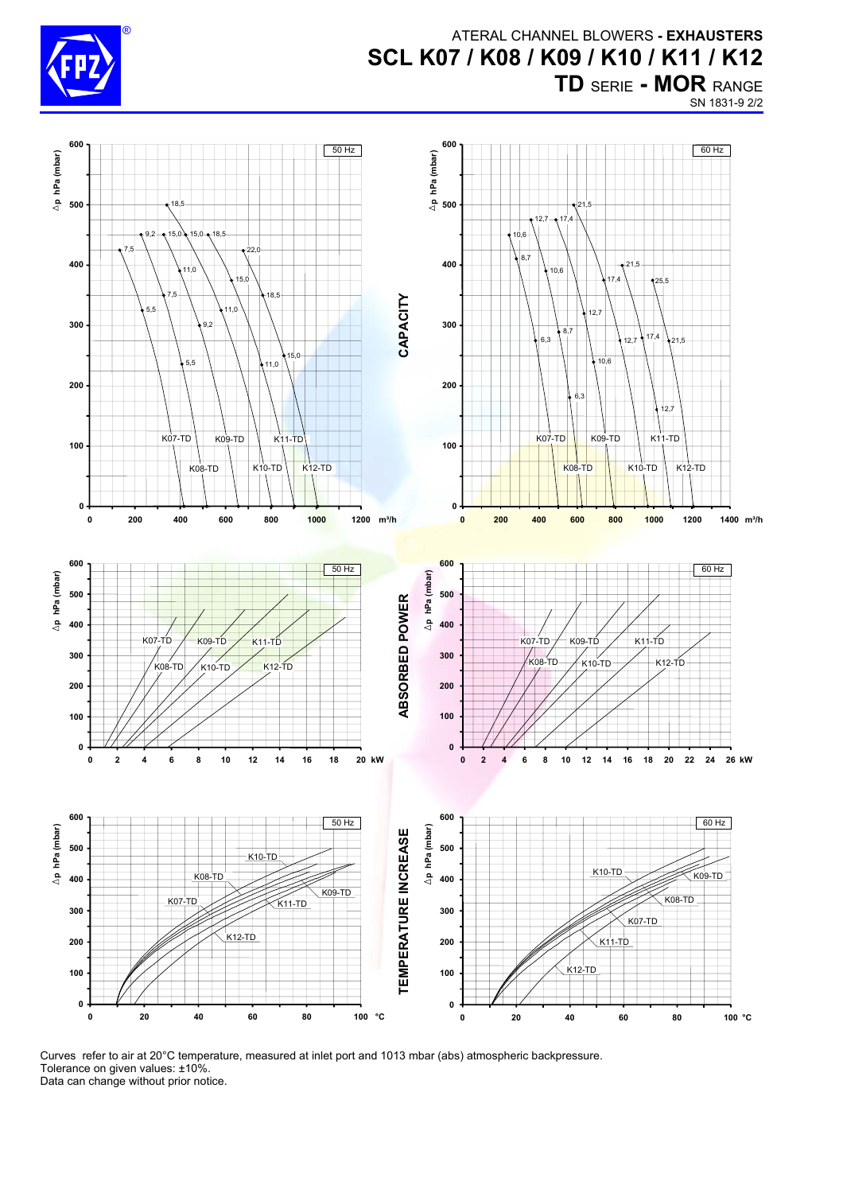# ATERAL CHANNEL BLOWERS - EXHAUSTERS

# SCL K07 / K08 / K09 / K10 / K11 / K12

## TD SERIE - MOR RANGE

SN 1831-9 2/2

CAPACITY

50 Hz

Δp hPa (mbar)

600
500
400
300
200
100
0

0 200 400 600 800 1000 1200 m³/h

18,5
9,2
15,0
15,0
18,5
7,5
22,0
11,0
15,0
7,5
18,5
5,5
11,0
9,2
15,0
5,5
11,0

K07-TD K09-TD K11-TD
K08-TD K10-TD K12-TD

60 Hz

Δp hPa (mbar)

600
500
400
300
200
100
0

0 200 400 600 800 1000 1200 1400 m³/h

21,5
12,7
17,4
10,6
8,7
10,6
21,5
17,4
25,5
12,7
8,7
6,3
12,7
17,4
21,5
10,6
6,3
12,7

K07-TD K09-TD K11-TD
K08-TD K10-TD K12-TD

ABSORBED POWER

50 Hz

Δp hPa (mbar)

600
500
400
300
200
100
0

0 2 4 6 8 10 12 14 16 18 20 kW

K07-TD K09-TD K11-TD
K08-TD K10-TD K12-TD

60 Hz

Δp hPa (mbar)

600
500
400
300
200
100
0

0 2 4 6 8 10 12 14 16 18 20 22 24 26 kW

K07-TD K09-TD K11-TD
K08-TD K10-TD K12-TD

TEMPERATURE INCREASE

50 Hz

Δp hPa (mbar)

600
500
400
300
200
100
0

0 20 40 60 80 100 °C

K10-TD
K08-TD
K09-TD
K07-TD
K11-TD
K12-TD

60 Hz

Δp hPa (mbar)

600
500
400
300
200
100
0

0 20 40 60 80 100 °C

K10-TD
K09-TD
K08-TD
K07-TD
K11-TD
K12-TD

Curves refer to air at 20°C temperature, measured at inlet port and 1013 mbar (abs) atmospheric backpressure.
Tolerance on given values: ±10%.
Data can change without prior notice.